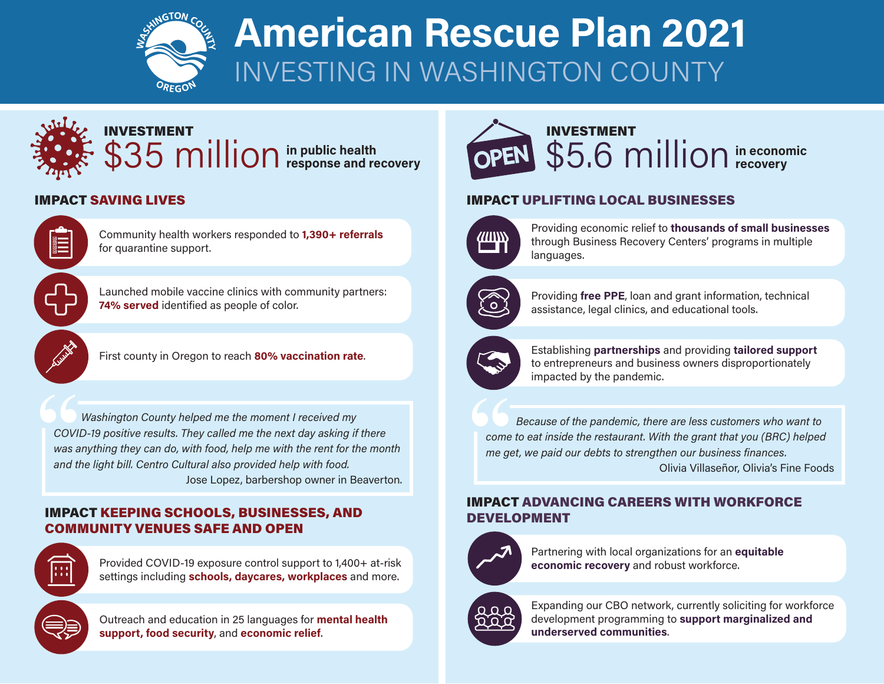# American Rescue Plan 2021

## INVESTING IN WASHINGTON COUNTY

## INVESTMENT

**$35 million** in public health response and recovery

### IMPACT SAVING LIVES

- Community health workers responded to **1,390+ referrals** for quarantine support.
- Launched mobile vaccine clinics with community partners: **74% served** identified as people of color.
- First county in Oregon to reach **80% vaccination rate**.

> *Washington County helped me the moment I received my COVID-19 positive results. They called me the next day asking if there was anything they can do, with food, help me with the rent for the month and the light bill. Centro Cultural also provided help with food.*
>
> Jose Lopez, barbershop owner in Beaverton.

### IMPACT KEEPING SCHOOLS, BUSINESSES, AND COMMUNITY VENUES SAFE AND OPEN

- Provided COVID-19 exposure control support to 1,400+ at-risk settings including **schools, daycares, workplaces** and more.
- Outreach and education in 25 languages for **mental health support, food security**, and **economic relief**.

## INVESTMENT

**$5.6 million** in economic recovery

### IMPACT UPLIFTING LOCAL BUSINESSES

- Providing economic relief to **thousands of small businesses** through Business Recovery Centers' programs in multiple languages.
- Providing **free PPE**, loan and grant information, technical assistance, legal clinics, and educational tools.
- Establishing **partnerships** and providing **tailored support** to entrepreneurs and business owners disproportionately impacted by the pandemic.

> *Because of the pandemic, there are less customers who want to come to eat inside the restaurant. With the grant that you (BRC) helped me get, we paid our debts to strengthen our business finances.*
>
> Olivia Villaseñor, Olivia's Fine Foods

### IMPACT ADVANCING CAREERS WITH WORKFORCE DEVELOPMENT

- Partnering with local organizations for an **equitable economic recovery** and robust workforce.
- Expanding our CBO network, currently soliciting for workforce development programming to **support marginalized and underserved communities**.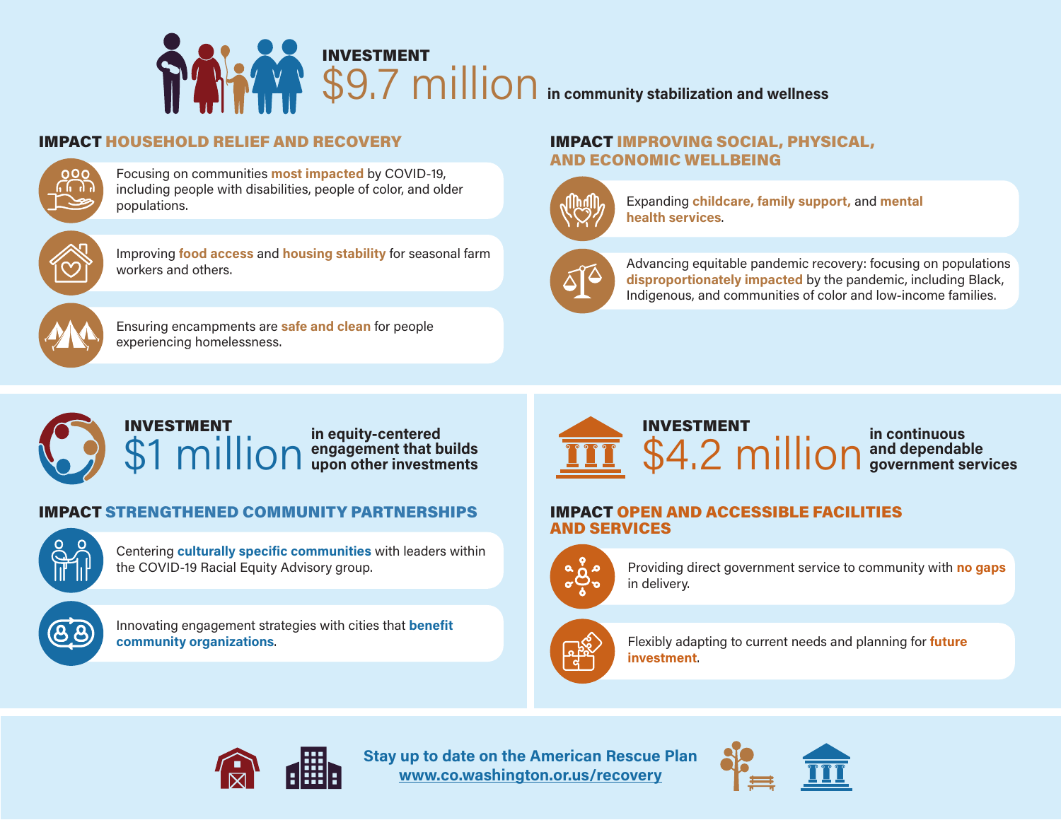## INVESTMENT $9.7 million in community stabilization and wellness

### IMPACT HOUSEHOLD RELIEF AND RECOVERY

- Focusing on communities **most impacted** by COVID-19, including people with disabilities, people of color, and older populations.
- Improving **food access** and **housing stability** for seasonal farm workers and others.
- Ensuring encampments are **safe and clean** for people experiencing homelessness.

### IMPACT IMPROVING SOCIAL, PHYSICAL, AND ECONOMIC WELLBEING

- Expanding **childcare, family support,** and **mental health services**.
- Advancing equitable pandemic recovery: focusing on populations **disproportionately impacted** by the pandemic, including Black, Indigenous, and communities of color and low-income families.

## INVESTMENT $1 million in equity-centered engagement that builds upon other investments

### IMPACT STRENGTHENED COMMUNITY PARTNERSHIPS

- Centering **culturally specific communities** with leaders within the COVID-19 Racial Equity Advisory group.
- Innovating engagement strategies with cities that **benefit community organizations**.

## INVESTMENT $4.2 million in continuous and dependable government services

### IMPACT OPEN AND ACCESSIBLE FACILITIES AND SERVICES

- Providing direct government service to community with **no gaps** in delivery.
- Flexibly adapting to current needs and planning for **future investment**.

**Stay up to date on the American Rescue Plan**
www.co.washington.or.us/recovery